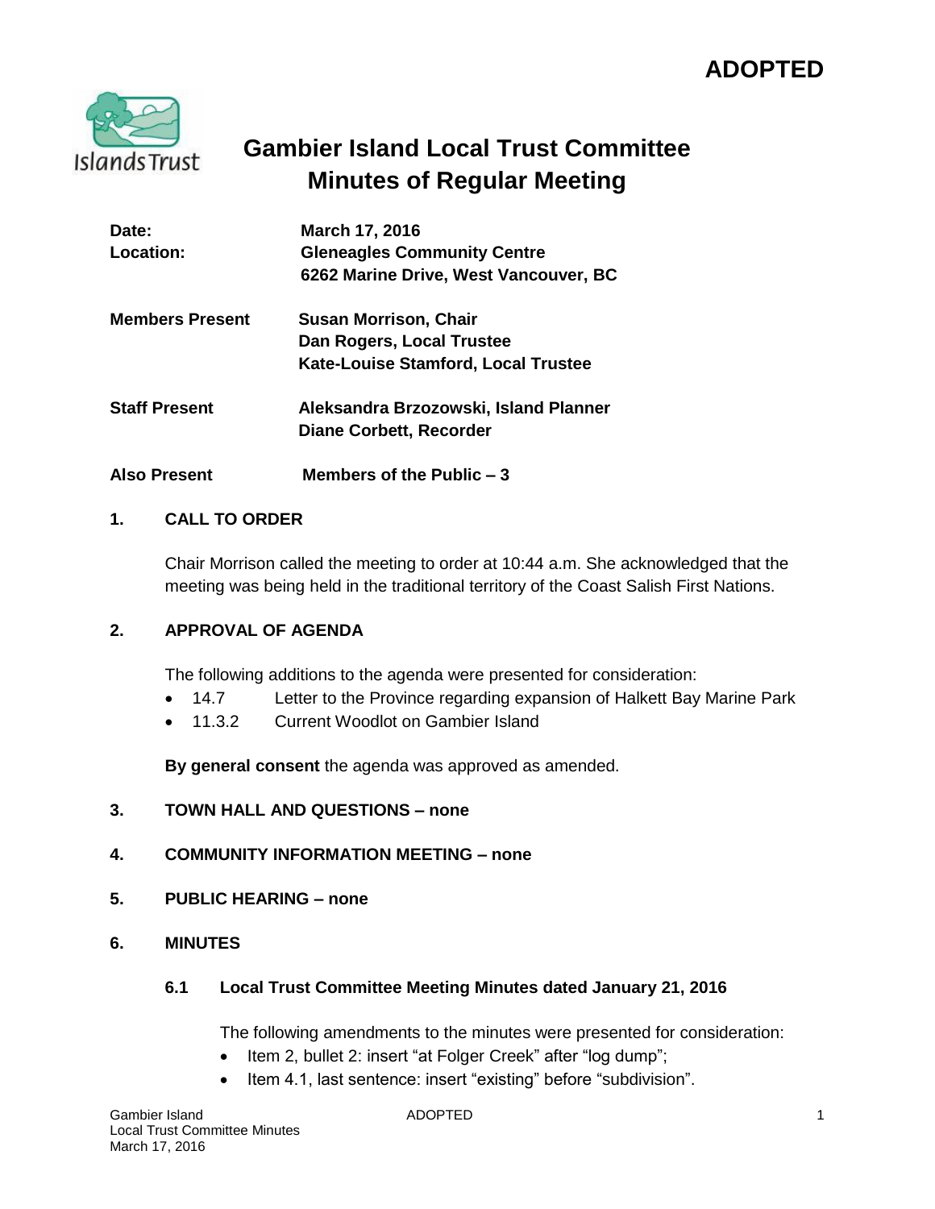**ADOPTED**

# Gambier Island Local Trust Committee
# Minutes of Regular Meeting

| | |
|---|---|
| **Date:** | **March 17, 2016** |
| **Location:** | **Gleneagles Community Centre**<br>**6262 Marine Drive, West Vancouver, BC** |
| **Members Present** | **Susan Morrison, Chair**<br>**Dan Rogers, Local Trustee**<br>**Kate-Louise Stamford, Local Trustee** |
| **Staff Present** | **Aleksandra Brzozowski, Island Planner**<br>**Diane Corbett, Recorder** |
| **Also Present** | **Members of the Public – 3** |

## 1. CALL TO ORDER

Chair Morrison called the meeting to order at 10:44 a.m. She acknowledged that the meeting was being held in the traditional territory of the Coast Salish First Nations.

## 2. APPROVAL OF AGENDA

The following additions to the agenda were presented for consideration:

- 14.7 Letter to the Province regarding expansion of Halkett Bay Marine Park
- 11.3.2 Current Woodlot on Gambier Island

**By general consent** the agenda was approved as amended.

## 3. TOWN HALL AND QUESTIONS – none

## 4. COMMUNITY INFORMATION MEETING – none

## 5. PUBLIC HEARING – none

## 6. MINUTES

### 6.1 Local Trust Committee Meeting Minutes dated January 21, 2016

The following amendments to the minutes were presented for consideration:

- Item 2, bullet 2: insert "at Folger Creek" after "log dump";
- Item 4.1, last sentence: insert "existing" before "subdivision".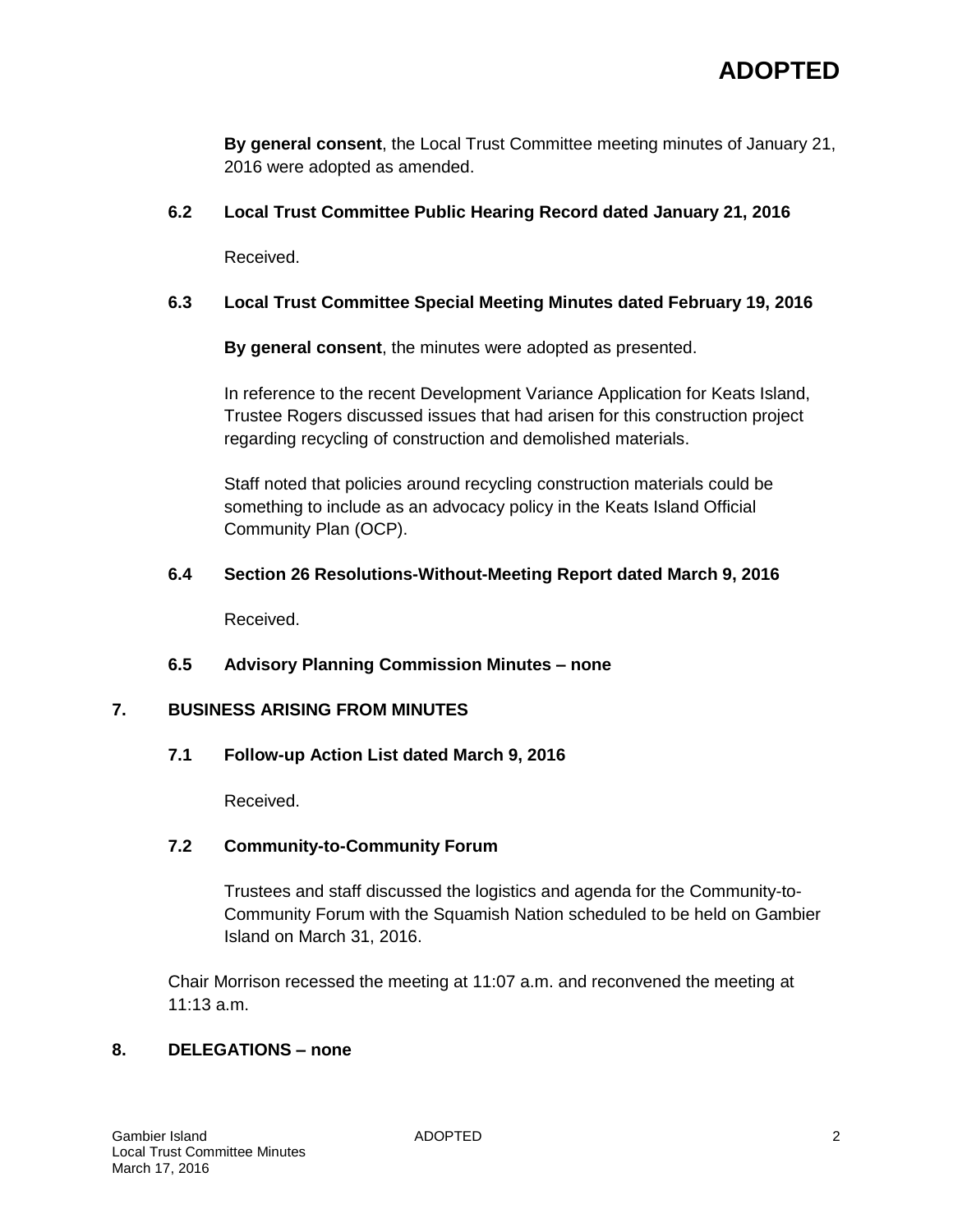**By general consent**, the Local Trust Committee meeting minutes of January 21, 2016 were adopted as amended.

### 6.2 Local Trust Committee Public Hearing Record dated January 21, 2016

Received.

### 6.3 Local Trust Committee Special Meeting Minutes dated February 19, 2016

**By general consent**, the minutes were adopted as presented.

In reference to the recent Development Variance Application for Keats Island, Trustee Rogers discussed issues that had arisen for this construction project regarding recycling of construction and demolished materials.

Staff noted that policies around recycling construction materials could be something to include as an advocacy policy in the Keats Island Official Community Plan (OCP).

### 6.4 Section 26 Resolutions-Without-Meeting Report dated March 9, 2016

Received.

### 6.5 Advisory Planning Commission Minutes – none

## 7. BUSINESS ARISING FROM MINUTES

### 7.1 Follow-up Action List dated March 9, 2016

Received.

### 7.2 Community-to-Community Forum

Trustees and staff discussed the logistics and agenda for the Community-to-Community Forum with the Squamish Nation scheduled to be held on Gambier Island on March 31, 2016.

Chair Morrison recessed the meeting at 11:07 a.m. and reconvened the meeting at 11:13 a.m.

## 8. DELEGATIONS – none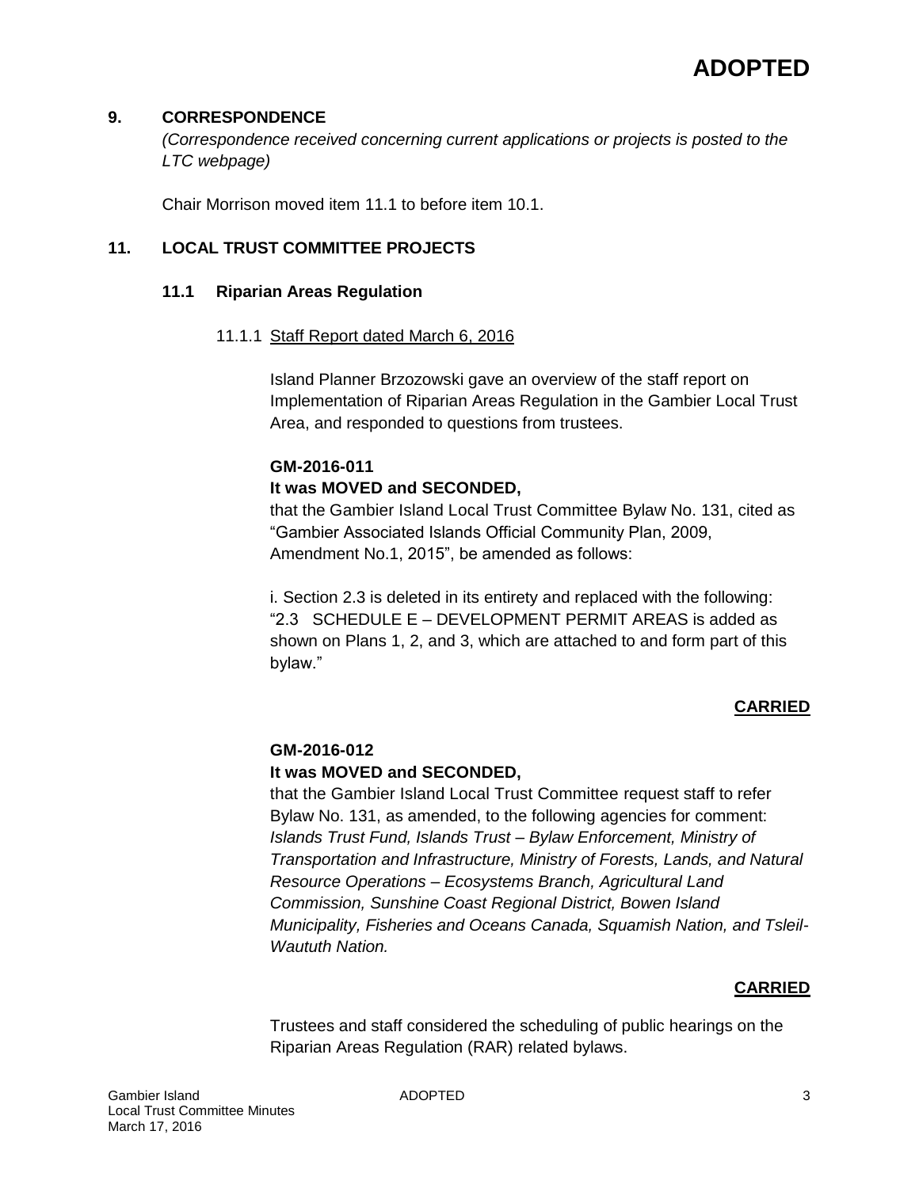## 9. CORRESPONDENCE

*(Correspondence received concerning current applications or projects is posted to the LTC webpage)*

Chair Morrison moved item 11.1 to before item 10.1.

## 11. LOCAL TRUST COMMITTEE PROJECTS

### 11.1 Riparian Areas Regulation

11.1.1 Staff Report dated March 6, 2016

Island Planner Brzozowski gave an overview of the staff report on Implementation of Riparian Areas Regulation in the Gambier Local Trust Area, and responded to questions from trustees.

**GM-2016-011**

**It was MOVED and SECONDED,**

that the Gambier Island Local Trust Committee Bylaw No. 131, cited as "Gambier Associated Islands Official Community Plan, 2009, Amendment No.1, 2015", be amended as follows:

i. Section 2.3 is deleted in its entirety and replaced with the following: "2.3 SCHEDULE E – DEVELOPMENT PERMIT AREAS is added as shown on Plans 1, 2, and 3, which are attached to and form part of this bylaw."

**CARRIED**

**GM-2016-012**

**It was MOVED and SECONDED,**

that the Gambier Island Local Trust Committee request staff to refer Bylaw No. 131, as amended, to the following agencies for comment: *Islands Trust Fund, Islands Trust – Bylaw Enforcement, Ministry of Transportation and Infrastructure, Ministry of Forests, Lands, and Natural Resource Operations – Ecosystems Branch, Agricultural Land Commission, Sunshine Coast Regional District, Bowen Island Municipality, Fisheries and Oceans Canada, Squamish Nation, and Tsleil-Waututh Nation.*

**CARRIED**

Trustees and staff considered the scheduling of public hearings on the Riparian Areas Regulation (RAR) related bylaws.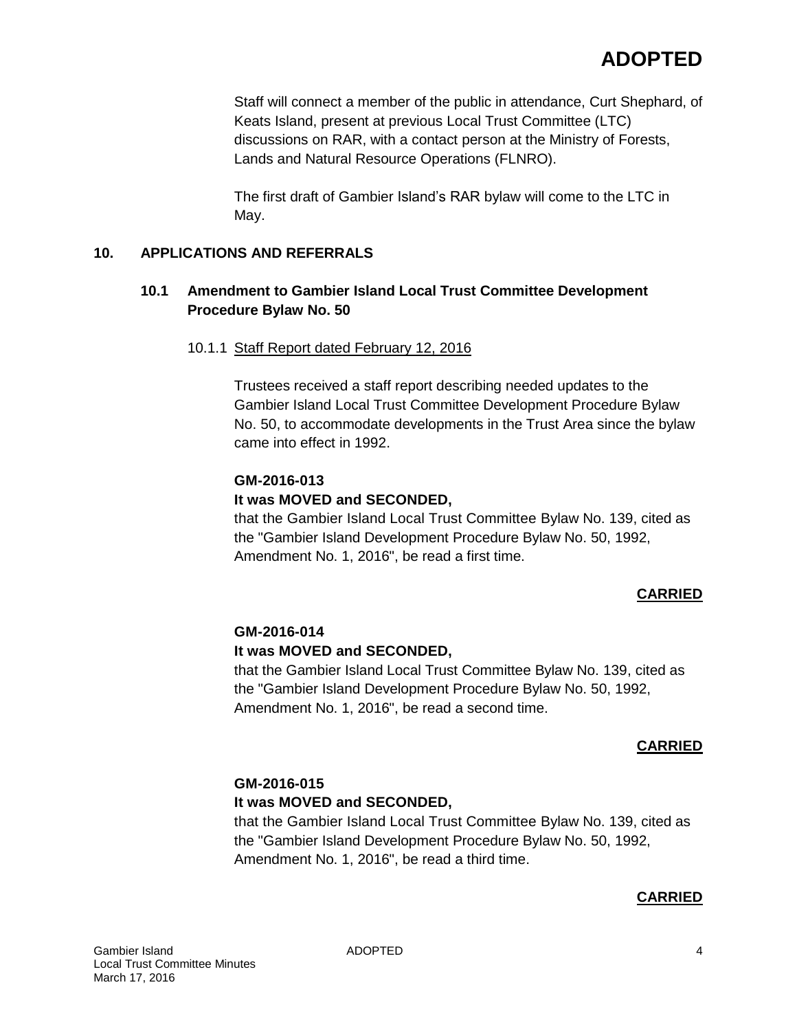Staff will connect a member of the public in attendance, Curt Shephard, of Keats Island, present at previous Local Trust Committee (LTC) discussions on RAR, with a contact person at the Ministry of Forests, Lands and Natural Resource Operations (FLNRO).

The first draft of Gambier Island's RAR bylaw will come to the LTC in May.

## 10. APPLICATIONS AND REFERRALS

### 10.1 Amendment to Gambier Island Local Trust Committee Development Procedure Bylaw No. 50

10.1.1 Staff Report dated February 12, 2016

Trustees received a staff report describing needed updates to the Gambier Island Local Trust Committee Development Procedure Bylaw No. 50, to accommodate developments in the Trust Area since the bylaw came into effect in 1992.

**GM-2016-013**
**It was MOVED and SECONDED,**
that the Gambier Island Local Trust Committee Bylaw No. 139, cited as the "Gambier Island Development Procedure Bylaw No. 50, 1992, Amendment No. 1, 2016", be read a first time.

**CARRIED**

**GM-2016-014**
**It was MOVED and SECONDED,**
that the Gambier Island Local Trust Committee Bylaw No. 139, cited as the "Gambier Island Development Procedure Bylaw No. 50, 1992, Amendment No. 1, 2016", be read a second time.

**CARRIED**

**GM-2016-015**
**It was MOVED and SECONDED,**
that the Gambier Island Local Trust Committee Bylaw No. 139, cited as the "Gambier Island Development Procedure Bylaw No. 50, 1992, Amendment No. 1, 2016", be read a third time.

**CARRIED**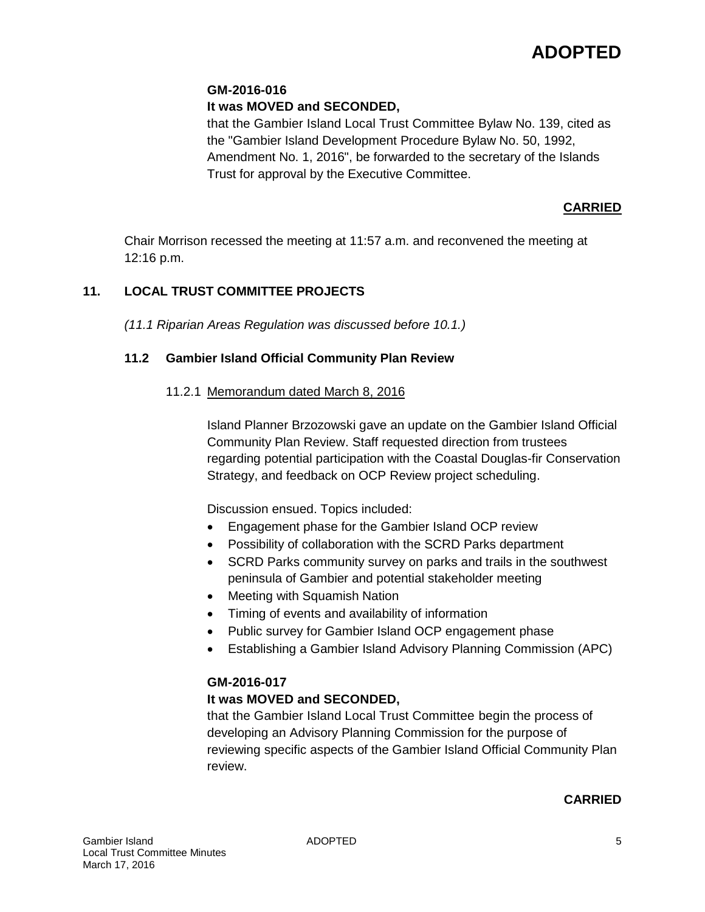**GM-2016-016**

**It was MOVED and SECONDED,**

that the Gambier Island Local Trust Committee Bylaw No. 139, cited as the "Gambier Island Development Procedure Bylaw No. 50, 1992, Amendment No. 1, 2016", be forwarded to the secretary of the Islands Trust for approval by the Executive Committee.

**CARRIED**

Chair Morrison recessed the meeting at 11:57 a.m. and reconvened the meeting at 12:16 p.m.

## 11. LOCAL TRUST COMMITTEE PROJECTS

*(11.1 Riparian Areas Regulation was discussed before 10.1.)*

### 11.2 Gambier Island Official Community Plan Review

11.2.1 Memorandum dated March 8, 2016

Island Planner Brzozowski gave an update on the Gambier Island Official Community Plan Review. Staff requested direction from trustees regarding potential participation with the Coastal Douglas-fir Conservation Strategy, and feedback on OCP Review project scheduling.

Discussion ensued. Topics included:

- Engagement phase for the Gambier Island OCP review
- Possibility of collaboration with the SCRD Parks department
- SCRD Parks community survey on parks and trails in the southwest peninsula of Gambier and potential stakeholder meeting
- Meeting with Squamish Nation
- Timing of events and availability of information
- Public survey for Gambier Island OCP engagement phase
- Establishing a Gambier Island Advisory Planning Commission (APC)

**GM-2016-017**

**It was MOVED and SECONDED,**

that the Gambier Island Local Trust Committee begin the process of developing an Advisory Planning Commission for the purpose of reviewing specific aspects of the Gambier Island Official Community Plan review.

**CARRIED**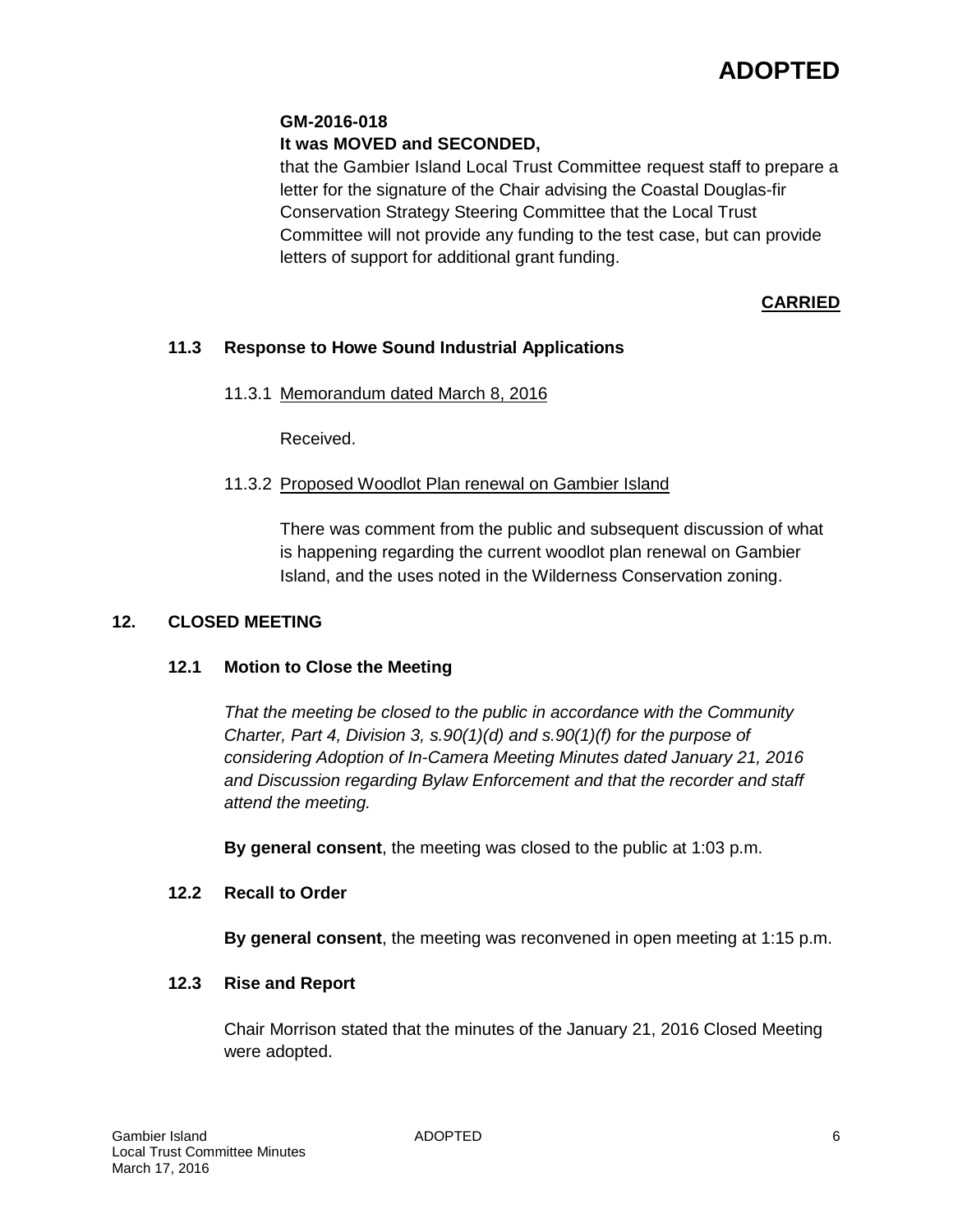**GM-2016-018**
**It was MOVED and SECONDED,**

that the Gambier Island Local Trust Committee request staff to prepare a letter for the signature of the Chair advising the Coastal Douglas-fir Conservation Strategy Steering Committee that the Local Trust Committee will not provide any funding to the test case, but can provide letters of support for additional grant funding.

**CARRIED**

### 11.3 Response to Howe Sound Industrial Applications

11.3.1 Memorandum dated March 8, 2016

Received.

11.3.2 Proposed Woodlot Plan renewal on Gambier Island

There was comment from the public and subsequent discussion of what is happening regarding the current woodlot plan renewal on Gambier Island, and the uses noted in the Wilderness Conservation zoning.

## 12. CLOSED MEETING

### 12.1 Motion to Close the Meeting

*That the meeting be closed to the public in accordance with the Community Charter, Part 4, Division 3, s.90(1)(d) and s.90(1)(f) for the purpose of considering Adoption of In-Camera Meeting Minutes dated January 21, 2016 and Discussion regarding Bylaw Enforcement and that the recorder and staff attend the meeting.*

**By general consent**, the meeting was closed to the public at 1:03 p.m.

### 12.2 Recall to Order

**By general consent**, the meeting was reconvened in open meeting at 1:15 p.m.

### 12.3 Rise and Report

Chair Morrison stated that the minutes of the January 21, 2016 Closed Meeting were adopted.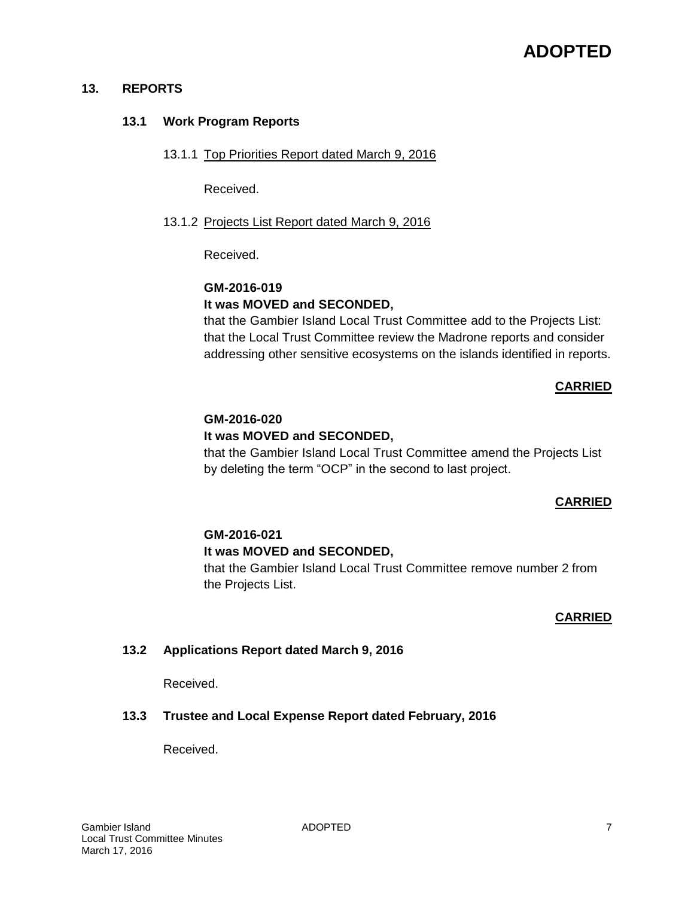**ADOPTED**

## 13. REPORTS

### 13.1 Work Program Reports

13.1.1 Top Priorities Report dated March 9, 2016

Received.

13.1.2 Projects List Report dated March 9, 2016

Received.

**GM-2016-019**
**It was MOVED and SECONDED,**
that the Gambier Island Local Trust Committee add to the Projects List: that the Local Trust Committee review the Madrone reports and consider addressing other sensitive ecosystems on the islands identified in reports.

**CARRIED**

**GM-2016-020**
**It was MOVED and SECONDED,**
that the Gambier Island Local Trust Committee amend the Projects List by deleting the term "OCP" in the second to last project.

**CARRIED**

**GM-2016-021**
**It was MOVED and SECONDED,**
that the Gambier Island Local Trust Committee remove number 2 from the Projects List.

**CARRIED**

### 13.2 Applications Report dated March 9, 2016

Received.

### 13.3 Trustee and Local Expense Report dated February, 2016

Received.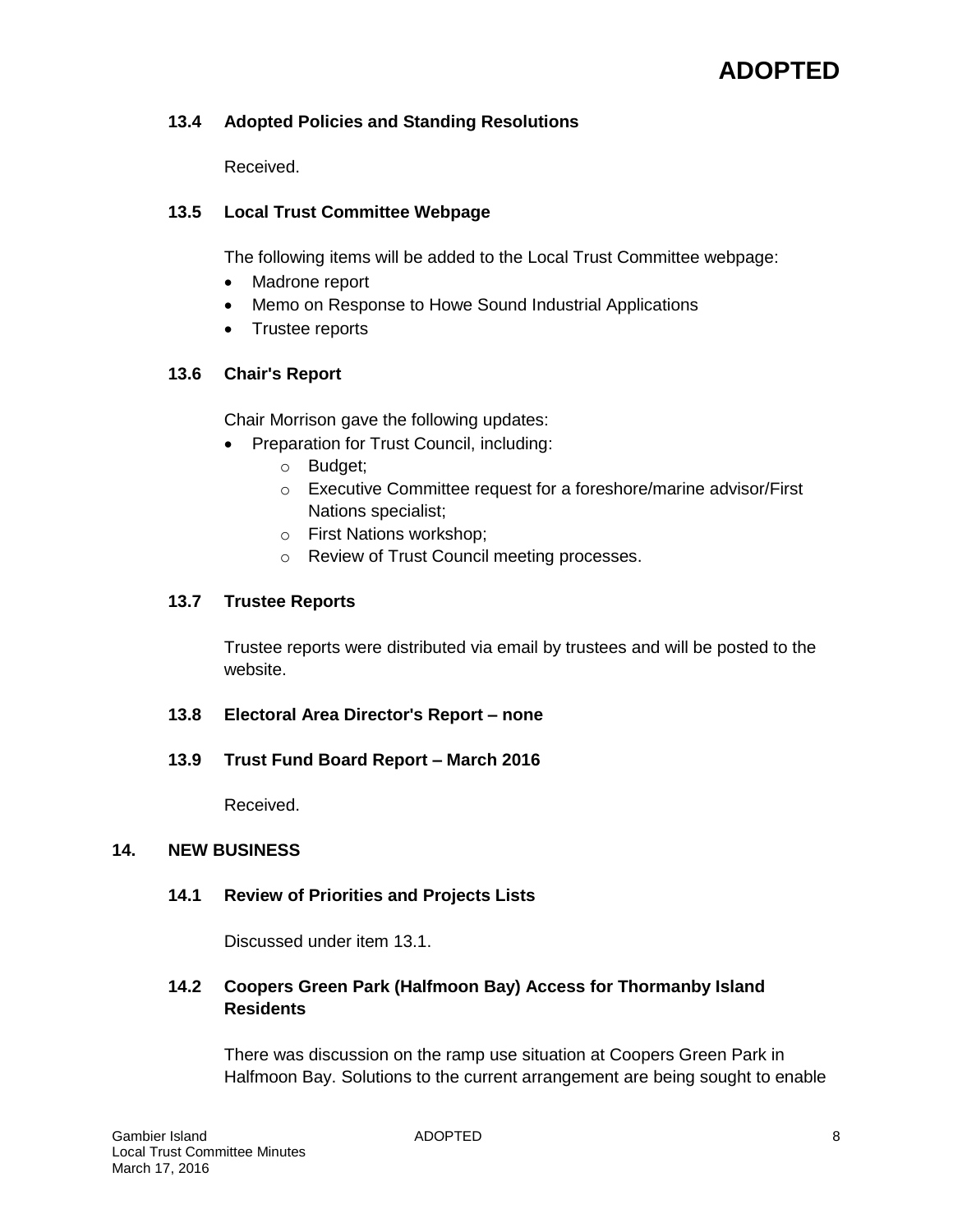### 13.4 Adopted Policies and Standing Resolutions

Received.

### 13.5 Local Trust Committee Webpage

The following items will be added to the Local Trust Committee webpage:

- Madrone report
- Memo on Response to Howe Sound Industrial Applications
- Trustee reports

### 13.6 Chair's Report

Chair Morrison gave the following updates:

- Preparation for Trust Council, including:
  - Budget;
  - Executive Committee request for a foreshore/marine advisor/First Nations specialist;
  - First Nations workshop;
  - Review of Trust Council meeting processes.

### 13.7 Trustee Reports

Trustee reports were distributed via email by trustees and will be posted to the website.

### 13.8 Electoral Area Director's Report – none

### 13.9 Trust Fund Board Report – March 2016

Received.

## 14. NEW BUSINESS

### 14.1 Review of Priorities and Projects Lists

Discussed under item 13.1.

### 14.2 Coopers Green Park (Halfmoon Bay) Access for Thormanby Island Residents

There was discussion on the ramp use situation at Coopers Green Park in Halfmoon Bay. Solutions to the current arrangement are being sought to enable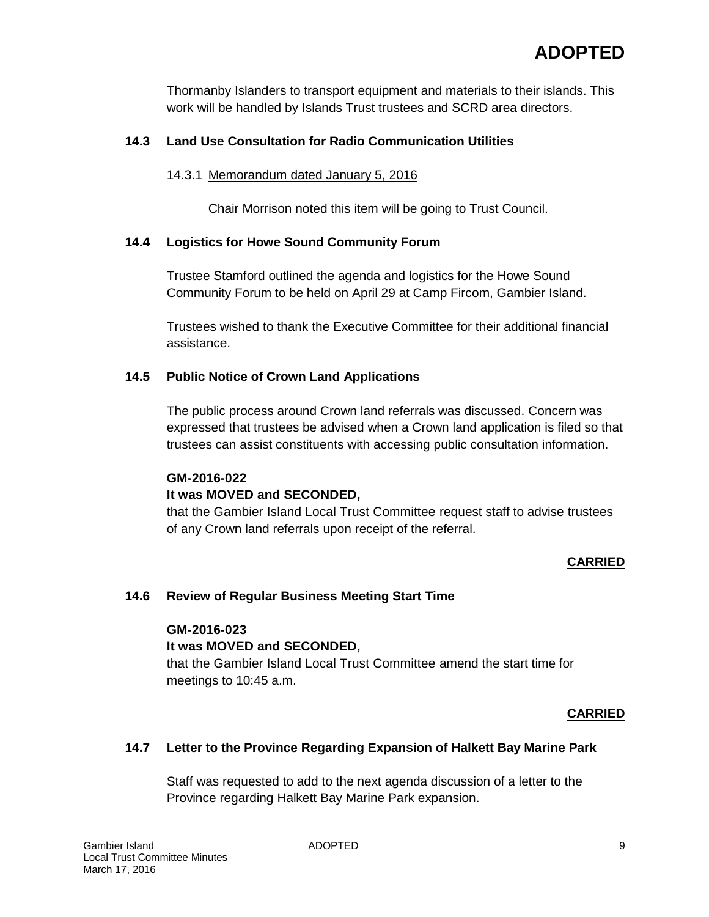Thormanby Islanders to transport equipment and materials to their islands. This work will be handled by Islands Trust trustees and SCRD area directors.

### 14.3 Land Use Consultation for Radio Communication Utilities

14.3.1 Memorandum dated January 5, 2016

Chair Morrison noted this item will be going to Trust Council.

### 14.4 Logistics for Howe Sound Community Forum

Trustee Stamford outlined the agenda and logistics for the Howe Sound Community Forum to be held on April 29 at Camp Fircom, Gambier Island.

Trustees wished to thank the Executive Committee for their additional financial assistance.

### 14.5 Public Notice of Crown Land Applications

The public process around Crown land referrals was discussed. Concern was expressed that trustees be advised when a Crown land application is filed so that trustees can assist constituents with accessing public consultation information.

**GM-2016-022**
**It was MOVED and SECONDED,**
that the Gambier Island Local Trust Committee request staff to advise trustees of any Crown land referrals upon receipt of the referral.

**CARRIED**

### 14.6 Review of Regular Business Meeting Start Time

**GM-2016-023**
**It was MOVED and SECONDED,**
that the Gambier Island Local Trust Committee amend the start time for meetings to 10:45 a.m.

**CARRIED**

### 14.7 Letter to the Province Regarding Expansion of Halkett Bay Marine Park

Staff was requested to add to the next agenda discussion of a letter to the Province regarding Halkett Bay Marine Park expansion.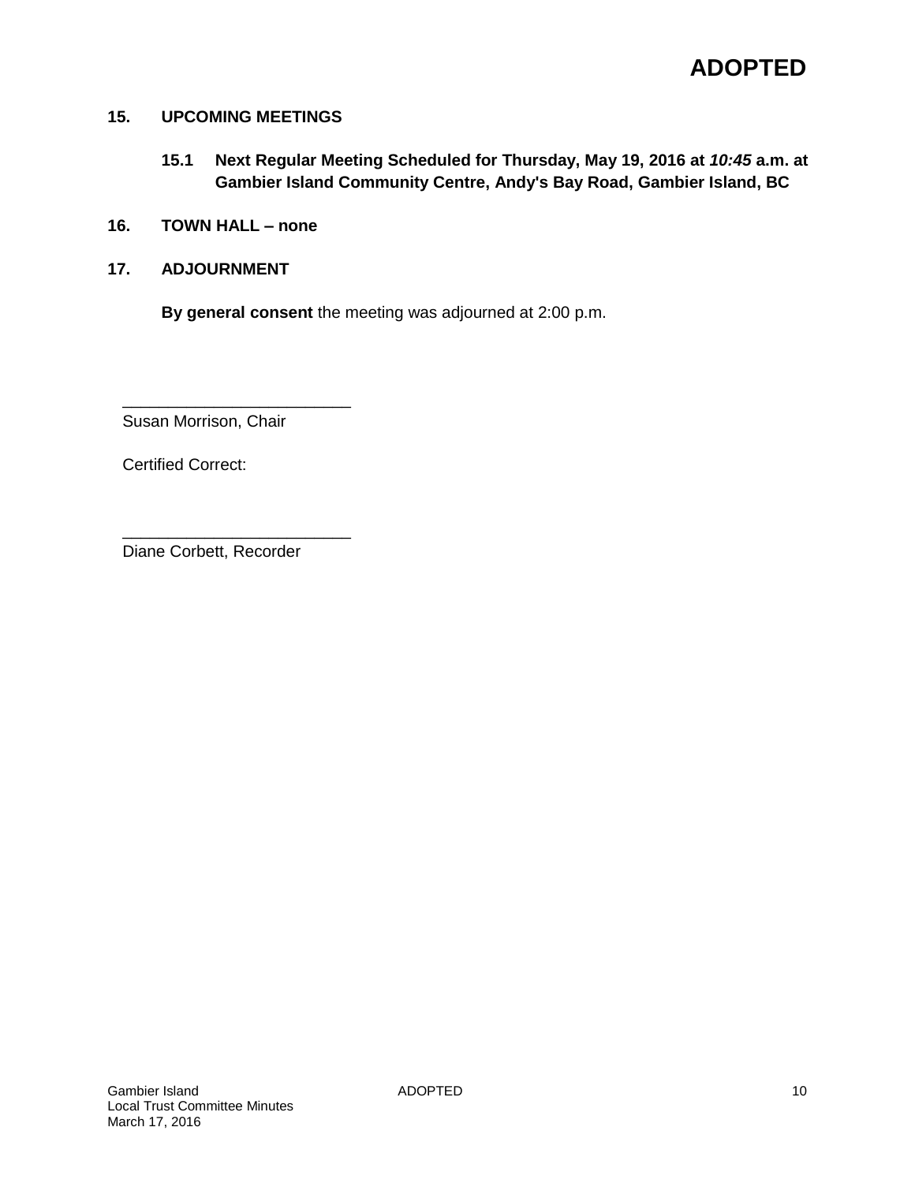**ADOPTED**

**15. UPCOMING MEETINGS**

**15.1 Next Regular Meeting Scheduled for Thursday, May 19, 2016 at *10:45* a.m. at Gambier Island Community Centre, Andy's Bay Road, Gambier Island, BC**

**16. TOWN HALL – none**

**17. ADJOURNMENT**

**By general consent** the meeting was adjourned at 2:00 p.m.

_________________________
Susan Morrison, Chair

Certified Correct:

_________________________
Diane Corbett, Recorder